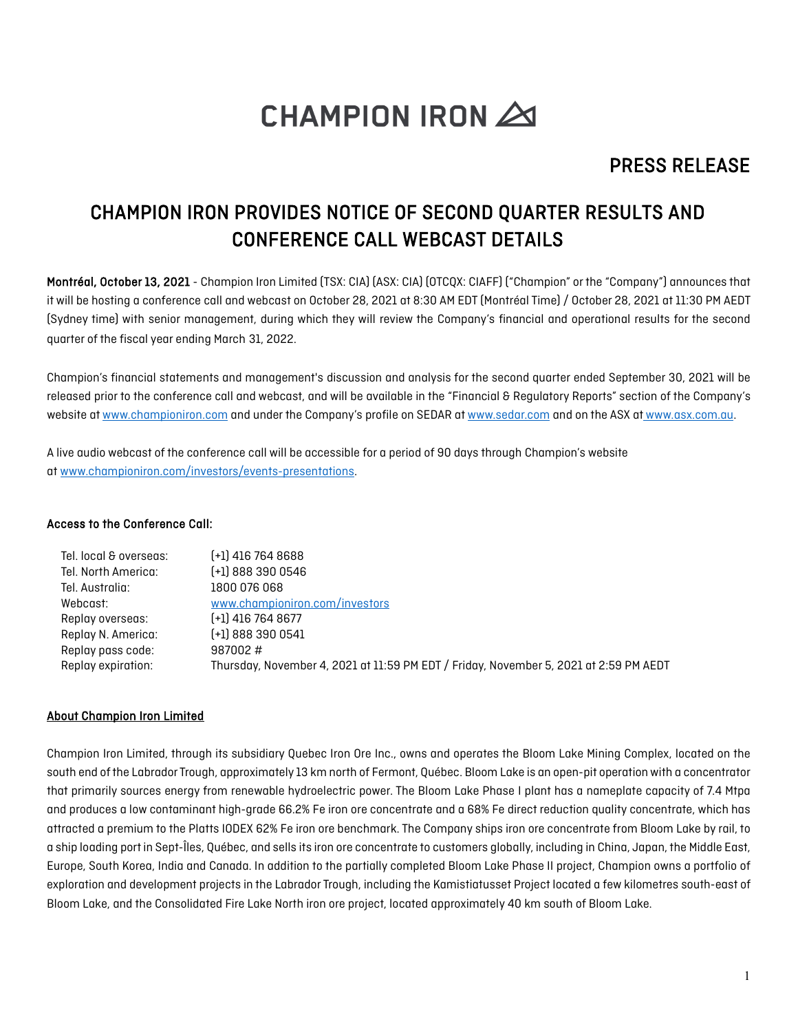# CHAMPION IRON

## PRESS RELEASE

## CHAMPION IRON PROVIDES NOTICE OF SECOND QUARTER RESULTS AND CONFERENCE CALL WEBCAST DETAILS

**Montréal, October 13, 2021** - Champion Iron Limited (TSX: CIA) (ASX: CIA) (OTCQX: CIAFF) ("Champion" or the "Company") announces that it will be hosting a conference call and webcast on October 28, 2021 at 8:30 AM EDT (Montréal Time) / October 28, 2021 at 11:30 PM AEDT (Sydney time) with senior management, during which they will review the Company's financial and operational results for the second quarter of the fiscal year ending March 31, 2022.

Champion's financial statements and management's discussion and analysis for the second quarter ended September 30, 2021 will be released prior to the conference call and webcast, and will be available in the "Financial & Regulatory Reports" section of the Company's website at www.championiron.com and under the Company's profile on SEDAR at www.sedar.com and on the ASX at www.asx.com.au.

A live audio webcast of the conference call will be accessible for a period of 90 days through Champion's website at www.championiron.com/investors/events-presentations.

**Access to the Conference Call:**

| | |
|---|---|
| Tel. local & overseas: | (+1) 416 764 8688 |
| Tel. North America: | (+1) 888 390 0546 |
| Tel. Australia: | 1800 076 068 |
| Webcast: | www.championiron.com/investors |
| Replay overseas: | (+1) 416 764 8677 |
| Replay N. America: | (+1) 888 390 0541 |
| Replay pass code: | 987002 # |
| Replay expiration: | Thursday, November 4, 2021 at 11:59 PM EDT / Friday, November 5, 2021 at 2:59 PM AEDT |

**About Champion Iron Limited**

Champion Iron Limited, through its subsidiary Quebec Iron Ore Inc., owns and operates the Bloom Lake Mining Complex, located on the south end of the Labrador Trough, approximately 13 km north of Fermont, Québec. Bloom Lake is an open-pit operation with a concentrator that primarily sources energy from renewable hydroelectric power. The Bloom Lake Phase I plant has a nameplate capacity of 7.4 Mtpa and produces a low contaminant high-grade 66.2% Fe iron ore concentrate and a 68% Fe direct reduction quality concentrate, which has attracted a premium to the Platts IODEX 62% Fe iron ore benchmark. The Company ships iron ore concentrate from Bloom Lake by rail, to a ship loading port in Sept-Îles, Québec, and sells its iron ore concentrate to customers globally, including in China, Japan, the Middle East, Europe, South Korea, India and Canada. In addition to the partially completed Bloom Lake Phase II project, Champion owns a portfolio of exploration and development projects in the Labrador Trough, including the Kamistiatusset Project located a few kilometres south-east of Bloom Lake, and the Consolidated Fire Lake North iron ore project, located approximately 40 km south of Bloom Lake.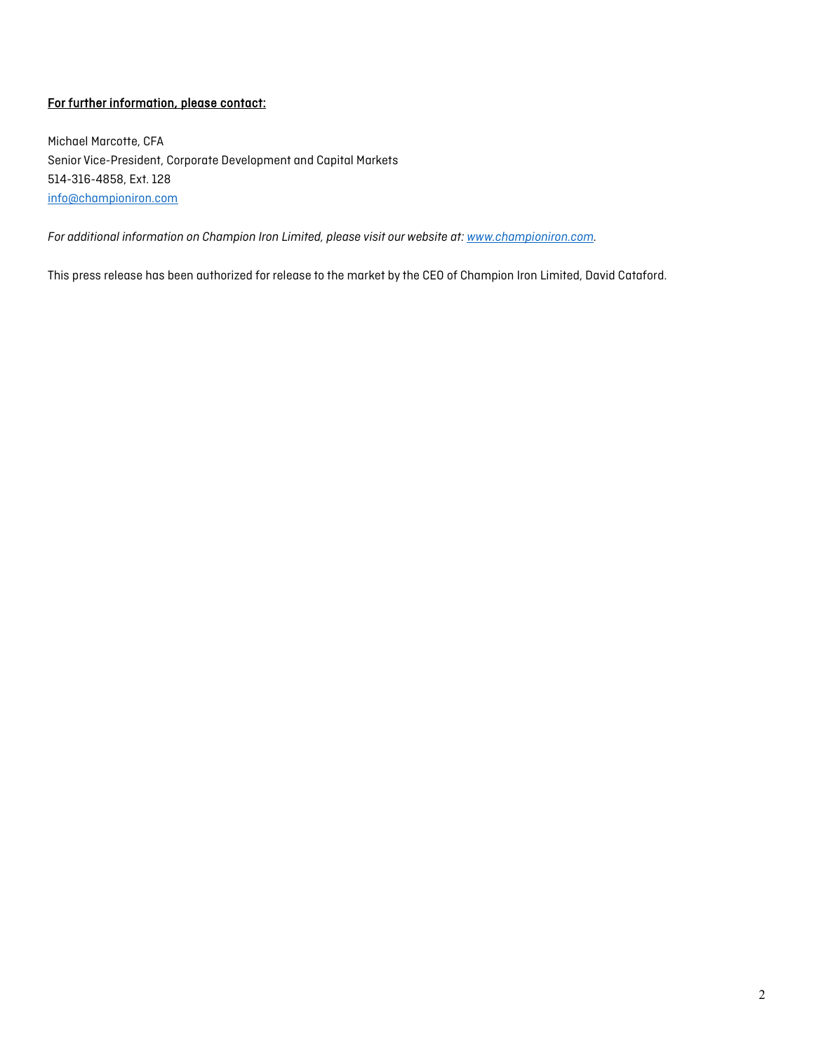**<u>For further information, please contact:</u>**

Michael Marcotte, CFA
Senior Vice-President, Corporate Development and Capital Markets
514-316-4858, Ext. 128
info@championiron.com

*For additional information on Champion Iron Limited, please visit our website at: www.championiron.com.*

This press release has been authorized for release to the market by the CEO of Champion Iron Limited, David Cataford.